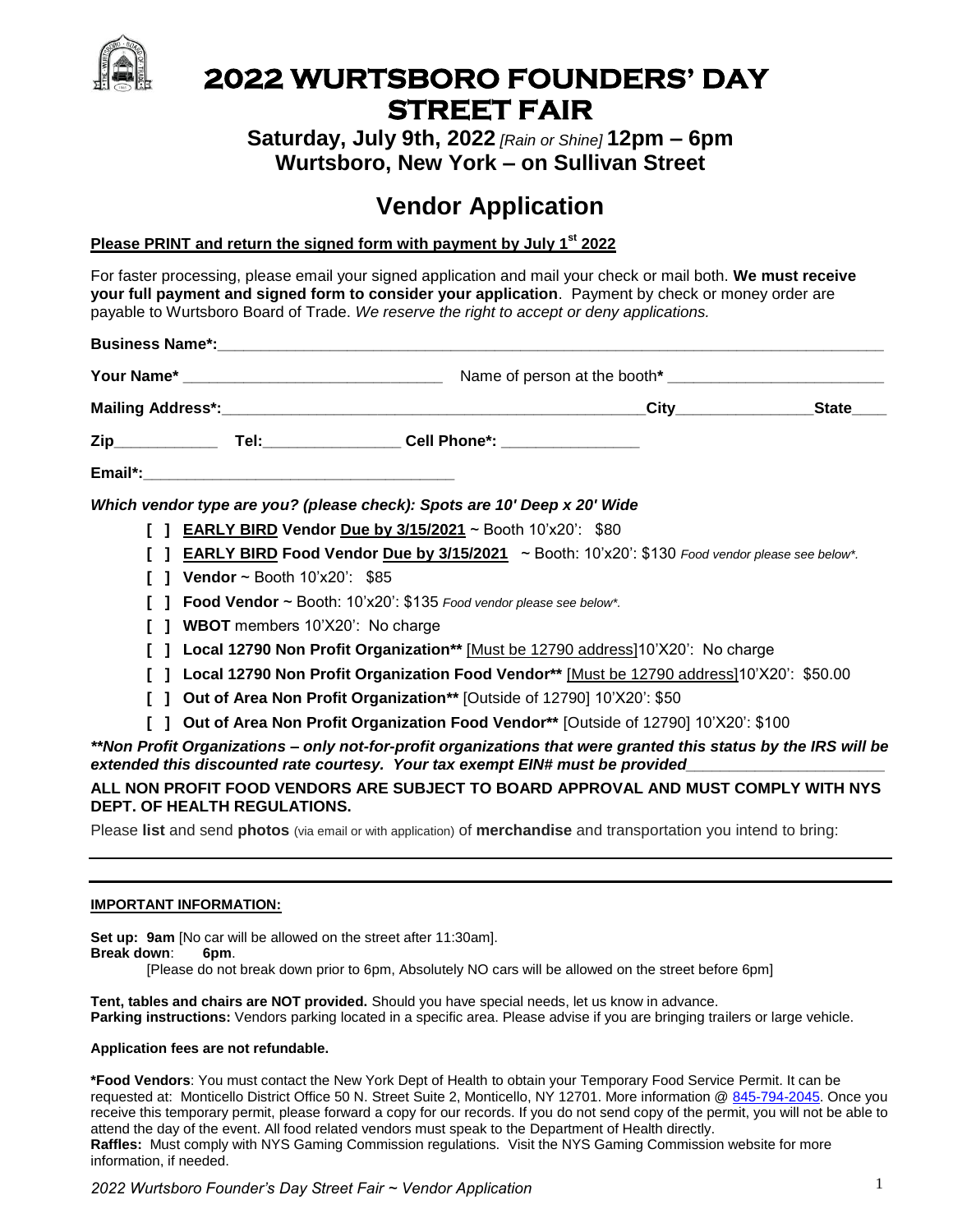# 2022 WURTSBORO FOUNDERS' DAY STREET FAIR

**Saturday, July 9th, 2022** *[Rain or Shine]* **12pm – 6pm**
**Wurtsboro, New York – on Sullivan Street**

## Vendor Application

**Please PRINT and return the signed form with payment by July 1st 2022**

For faster processing, please email your signed application and mail your check or mail both. **We must receive your full payment and signed form to consider your application**. Payment by check or money order are payable to Wurtsboro Board of Trade. *We reserve the right to accept or deny applications.*

**Business Name*:**\_\_\_\_\_\_\_\_\_\_\_\_\_\_\_\_\_\_\_\_\_\_\_\_\_\_\_\_\_\_\_\_\_\_\_\_\_\_\_\_

**Your Name*** \_\_\_\_\_\_\_\_\_\_\_\_\_\_\_\_\_\_\_\_\_\_\_\_ Name of person at the booth***** \_\_\_\_\_\_\_\_\_\_\_\_\_\_\_\_\_\_\_\_

**Mailing Address*:**\_\_\_\_\_\_\_\_\_\_\_\_\_\_\_\_\_\_\_\_\_\_\_\_\_\_\_\_\_\_\_\_**City**\_\_\_\_\_\_\_\_\_\_\_\_\_\_**State**\_\_\_\_

**Zip**\_\_\_\_\_\_\_\_\_\_ **Tel:**\_\_\_\_\_\_\_\_\_\_\_\_\_\_ **Cell Phone*:** \_\_\_\_\_\_\_\_\_\_\_\_\_\_

**Email*:**\_\_\_\_\_\_\_\_\_\_\_\_\_\_\_\_\_\_\_\_\_\_\_\_\_\_\_\_\_\_

***Which vendor type are you? (please check): Spots are 10' Deep x 20' Wide***

- **[ ] EARLY BIRD Vendor Due by 3/15/2021** ~ Booth 10'x20': $80
- **[ ] EARLY BIRD Food Vendor Due by 3/15/2021** ~ Booth: 10'x20': $130 *Food vendor please see below*.*
- **[ ] Vendor** ~ Booth 10'x20': $85
- **[ ] Food Vendor** ~ Booth: 10'x20': $135 *Food vendor please see below*.*
- **[ ] WBOT** members 10'X20': No charge
- **[ ] Local 12790 Non Profit Organization**** [Must be 12790 address]10'X20': No charge
- **[ ] Local 12790 Non Profit Organization Food Vendor**** [Must be 12790 address]10'X20': $50.00
- **[ ] Out of Area Non Profit Organization**** [Outside of 12790] 10'X20': $50
- **[ ] Out of Area Non Profit Organization Food Vendor**** [Outside of 12790] 10'X20': $100

***\*\*Non Profit Organizations – only not-for-profit organizations that were granted this status by the IRS will be extended this discounted rate courtesy. Your tax exempt EIN# must be provided\_\_\_\_\_\_\_\_\_\_\_\_\_\_\_\_\_\_\_\_***

**ALL NON PROFIT FOOD VENDORS ARE SUBJECT TO BOARD APPROVAL AND MUST COMPLY WITH NYS DEPT. OF HEALTH REGULATIONS.**

Please **list** and send **photos** (via email or with application) of **merchandise** and transportation you intend to bring:

\_\_\_\_\_\_\_\_\_\_\_\_\_\_\_\_\_\_\_\_\_\_\_\_\_\_\_\_\_\_\_\_\_\_\_\_\_\_\_\_\_\_\_\_\_\_

\_\_\_\_\_\_\_\_\_\_\_\_\_\_\_\_\_\_\_\_\_\_\_\_\_\_\_\_\_\_\_\_\_\_\_\_\_\_\_\_\_\_\_\_\_\_

**IMPORTANT INFORMATION:**

**Set up: 9am** [No car will be allowed on the street after 11:30am].
**Break down**: **6pm**.
[Please do not break down prior to 6pm, Absolutely NO cars will be allowed on the street before 6pm]

**Tent, tables and chairs are NOT provided.** Should you have special needs, let us know in advance.
**Parking instructions:** Vendors parking located in a specific area. Please advise if you are bringing trailers or large vehicle.

**Application fees are not refundable.**

**\*Food Vendors**: You must contact the New York Dept of Health to obtain your Temporary Food Service Permit. It can be requested at: Monticello District Office 50 N. Street Suite 2, Monticello, NY 12701. More information @ 845-794-2045. Once you receive this temporary permit, please forward a copy for our records. If you do not send copy of the permit, you will not be able to attend the day of the event. All food related vendors must speak to the Department of Health directly.
**Raffles:** Must comply with NYS Gaming Commission regulations. Visit the NYS Gaming Commission website for more information, if needed.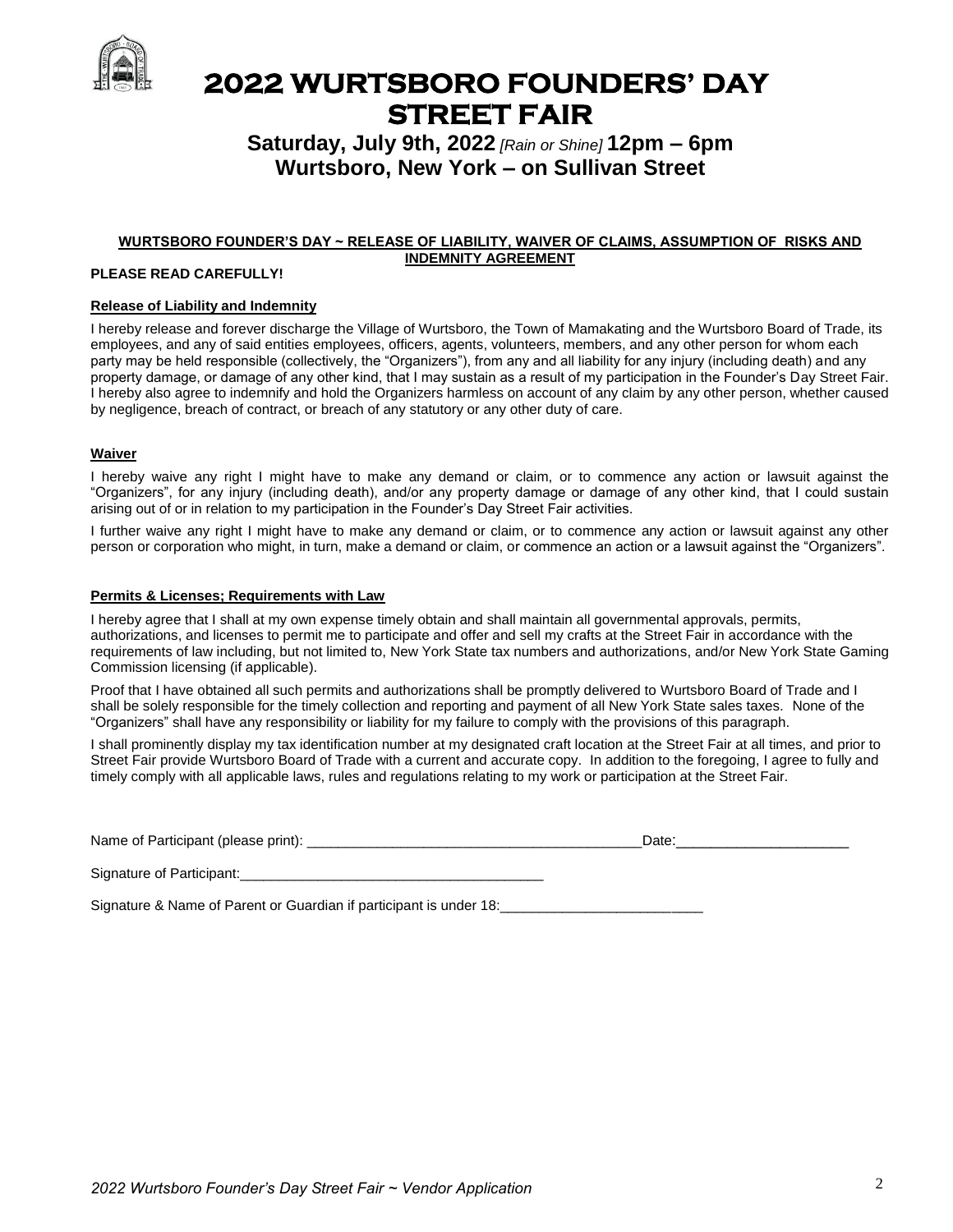# 2022 WURTSBORO FOUNDERS' DAY STREET FAIR

## Saturday, July 9th, 2022 *[Rain or Shine]* 12pm – 6pm
## Wurtsboro, New York – on Sullivan Street

**WURTSBORO FOUNDER'S DAY ~ RELEASE OF LIABILITY, WAIVER OF CLAIMS, ASSUMPTION OF RISKS AND INDEMNITY AGREEMENT**

**PLEASE READ CAREFULLY!**

**Release of Liability and Indemnity**

I hereby release and forever discharge the Village of Wurtsboro, the Town of Mamakating and the Wurtsboro Board of Trade, its employees, and any of said entities employees, officers, agents, volunteers, members, and any other person for whom each party may be held responsible (collectively, the "Organizers"), from any and all liability for any injury (including death) and any property damage, or damage of any other kind, that I may sustain as a result of my participation in the Founder's Day Street Fair. I hereby also agree to indemnify and hold the Organizers harmless on account of any claim by any other person, whether caused by negligence, breach of contract, or breach of any statutory or any other duty of care.

**Waiver**

I hereby waive any right I might have to make any demand or claim, or to commence any action or lawsuit against the "Organizers", for any injury (including death), and/or any property damage or damage of any other kind, that I could sustain arising out of or in relation to my participation in the Founder's Day Street Fair activities.

I further waive any right I might have to make any demand or claim, or to commence any action or lawsuit against any other person or corporation who might, in turn, make a demand or claim, or commence an action or a lawsuit against the "Organizers".

**Permits & Licenses; Requirements with Law**

I hereby agree that I shall at my own expense timely obtain and shall maintain all governmental approvals, permits, authorizations, and licenses to permit me to participate and offer and sell my crafts at the Street Fair in accordance with the requirements of law including, but not limited to, New York State tax numbers and authorizations, and/or New York State Gaming Commission licensing (if applicable).

Proof that I have obtained all such permits and authorizations shall be promptly delivered to Wurtsboro Board of Trade and I shall be solely responsible for the timely collection and reporting and payment of all New York State sales taxes. None of the "Organizers" shall have any responsibility or liability for my failure to comply with the provisions of this paragraph.

I shall prominently display my tax identification number at my designated craft location at the Street Fair at all times, and prior to Street Fair provide Wurtsboro Board of Trade with a current and accurate copy. In addition to the foregoing, I agree to fully and timely comply with all applicable laws, rules and regulations relating to my work or participation at the Street Fair.

Name of Participant (please print): ____________________________________________Date:______________________

Signature of Participant:________________________________________

Signature & Name of Parent or Guardian if participant is under 18:__________________________

*2022 Wurtsboro Founder's Day Street Fair ~ Vendor Application*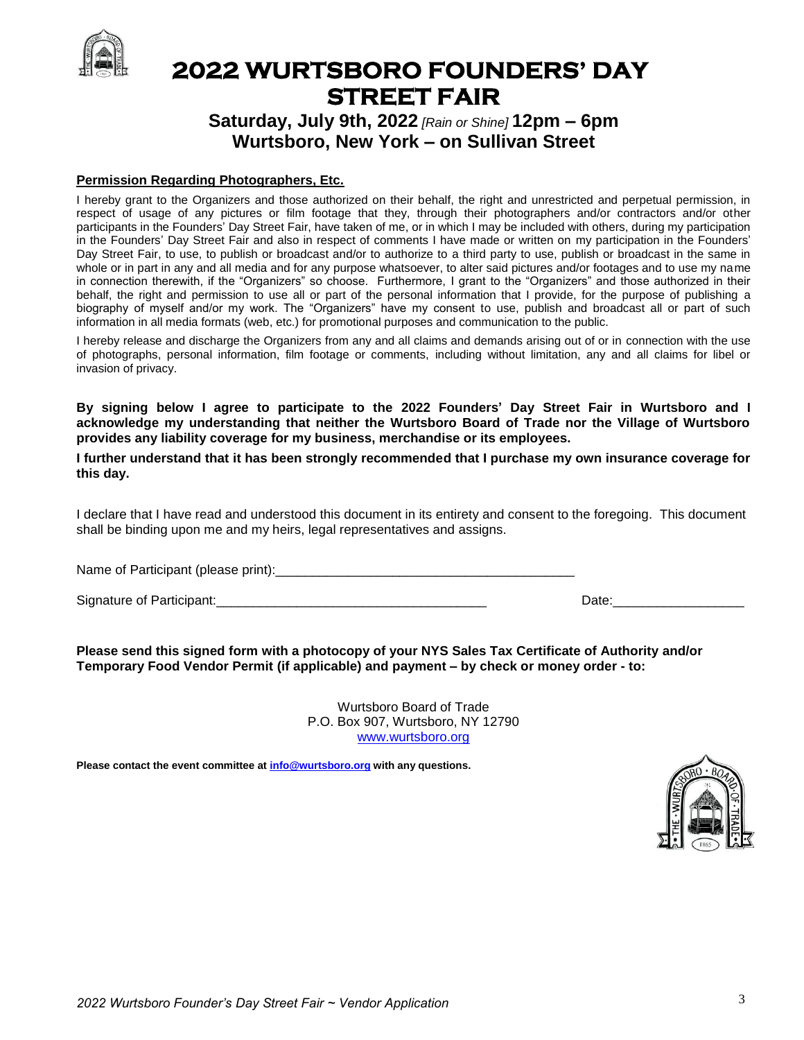# 2022 WURTSBORO FOUNDERS' DAY STREET FAIR

## Saturday, July 9th, 2022 *[Rain or Shine]* 12pm – 6pm
## Wurtsboro, New York – on Sullivan Street

**Permission Regarding Photographers, Etc.**

I hereby grant to the Organizers and those authorized on their behalf, the right and unrestricted and perpetual permission, in respect of usage of any pictures or film footage that they, through their photographers and/or contractors and/or other participants in the Founders' Day Street Fair, have taken of me, or in which I may be included with others, during my participation in the Founders' Day Street Fair and also in respect of comments I have made or written on my participation in the Founders' Day Street Fair, to use, to publish or broadcast and/or to authorize to a third party to use, publish or broadcast in the same in whole or in part in any and all media and for any purpose whatsoever, to alter said pictures and/or footages and to use my name in connection therewith, if the "Organizers" so choose. Furthermore, I grant to the "Organizers" and those authorized in their behalf, the right and permission to use all or part of the personal information that I provide, for the purpose of publishing a biography of myself and/or my work. The "Organizers" have my consent to use, publish and broadcast all or part of such information in all media formats (web, etc.) for promotional purposes and communication to the public.

I hereby release and discharge the Organizers from any and all claims and demands arising out of or in connection with the use of photographs, personal information, film footage or comments, including without limitation, any and all claims for libel or invasion of privacy.

**By signing below I agree to participate to the 2022 Founders' Day Street Fair in Wurtsboro and I acknowledge my understanding that neither the Wurtsboro Board of Trade nor the Village of Wurtsboro provides any liability coverage for my business, merchandise or its employees.**

**I further understand that it has been strongly recommended that I purchase my own insurance coverage for this day.**

I declare that I have read and understood this document in its entirety and consent to the foregoing. This document shall be binding upon me and my heirs, legal representatives and assigns.

Name of Participant (please print):_________________________________________

Signature of Participant:_____________________________________ Date:_________________

**Please send this signed form with a photocopy of your NYS Sales Tax Certificate of Authority and/or Temporary Food Vendor Permit (if applicable) and payment – by check or money order - to:**

Wurtsboro Board of Trade
P.O. Box 907, Wurtsboro, NY 12790
www.wurtsboro.org

**Please contact the event committee at info@wurtsboro.org with any questions.**